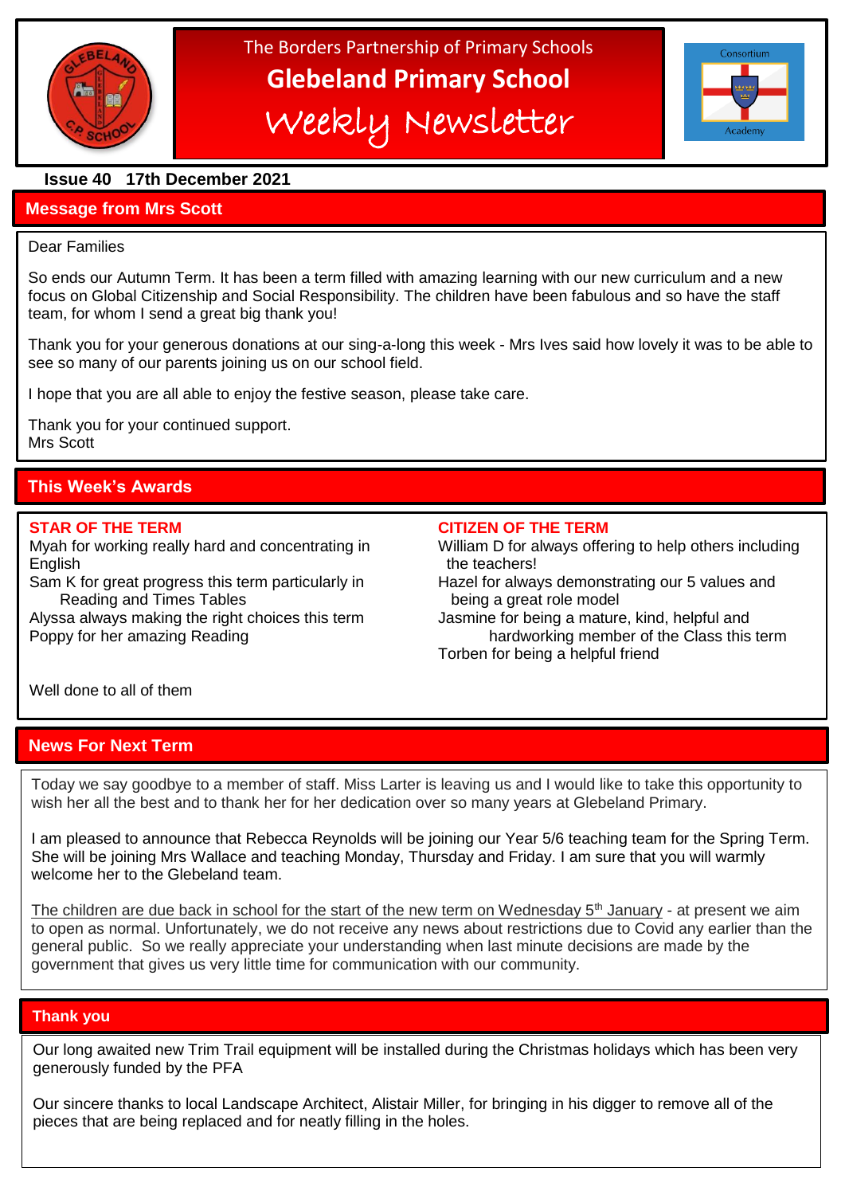The Borders Partnership of Primary Schools

# Glebeland Primary School

# Weekly Newsletter

**Issue 40 17th December 2021**

## Message from Mrs Scott

Dear Families

So ends our Autumn Term. It has been a term filled with amazing learning with our new curriculum and a new focus on Global Citizenship and Social Responsibility. The children have been fabulous and so have the staff team, for whom I send a great big thank you!

Thank you for your generous donations at our sing-a-long this week - Mrs Ives said how lovely it was to be able to see so many of our parents joining us on our school field.

I hope that you are all able to enjoy the festive season, please take care.

Thank you for your continued support.
Mrs Scott

## This Week's Awards

**STAR OF THE TERM**

Myah for working really hard and concentrating in English
Sam K for great progress this term particularly in Reading and Times Tables
Alyssa always making the right choices this term
Poppy for her amazing Reading

**CITIZEN OF THE TERM**

William D for always offering to help others including the teachers!
Hazel for always demonstrating our 5 values and being a great role model
Jasmine for being a mature, kind, helpful and hardworking member of the Class this term
Torben for being a helpful friend

Well done to all of them

## News For Next Term

Today we say goodbye to a member of staff. Miss Larter is leaving us and I would like to take this opportunity to wish her all the best and to thank her for her dedication over so many years at Glebeland Primary.

I am pleased to announce that Rebecca Reynolds will be joining our Year 5/6 teaching team for the Spring Term. She will be joining Mrs Wallace and teaching Monday, Thursday and Friday. I am sure that you will warmly welcome her to the Glebeland team.

The children are due back in school for the start of the new term on Wednesday 5th January - at present we aim to open as normal. Unfortunately, we do not receive any news about restrictions due to Covid any earlier than the general public. So we really appreciate your understanding when last minute decisions are made by the government that gives us very little time for communication with our community.

## Thank you

Our long awaited new Trim Trail equipment will be installed during the Christmas holidays which has been very generously funded by the PFA

Our sincere thanks to local Landscape Architect, Alistair Miller, for bringing in his digger to remove all of the pieces that are being replaced and for neatly filling in the holes.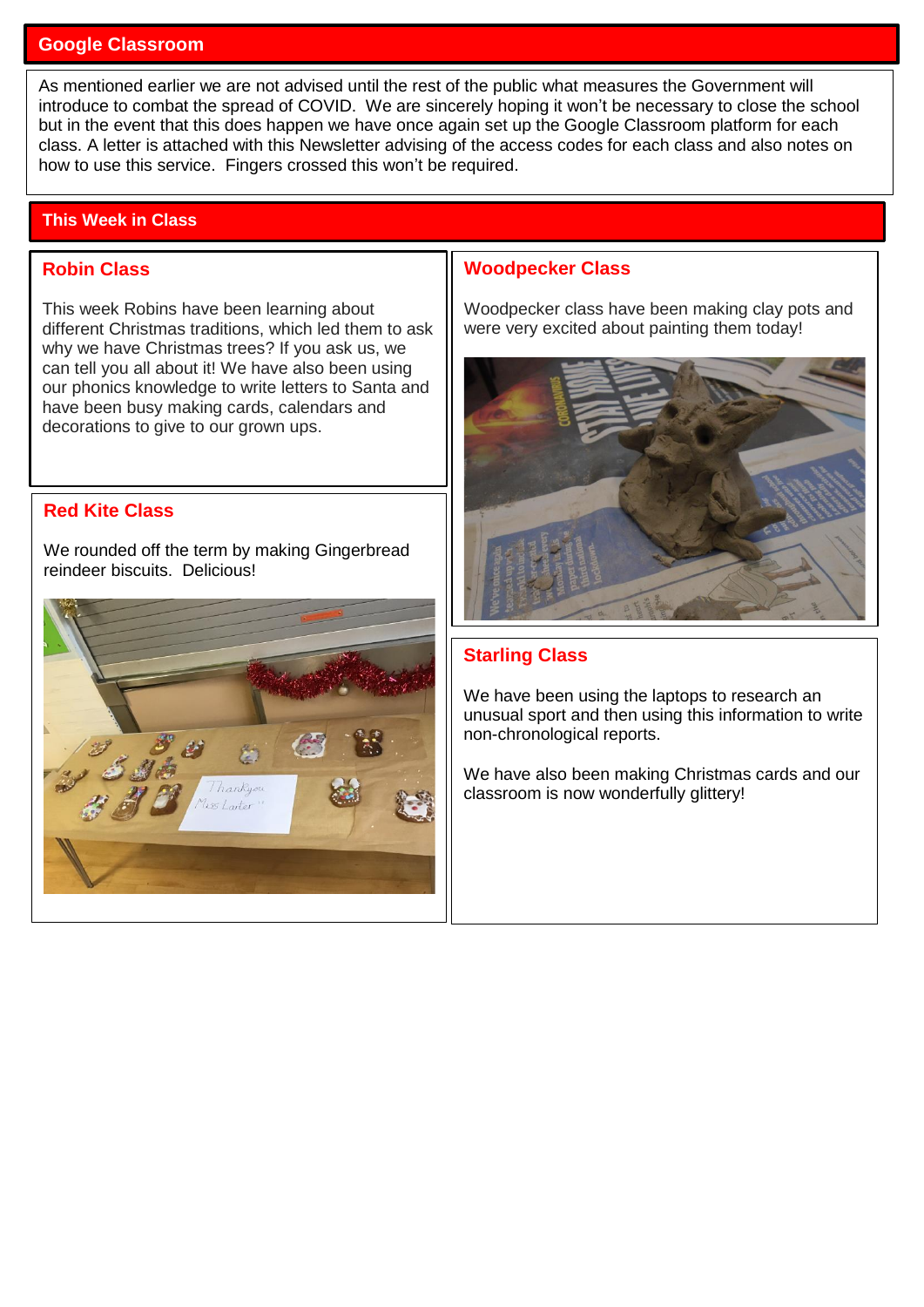## Google Classroom

As mentioned earlier we are not advised until the rest of the public what measures the Government will introduce to combat the spread of COVID. We are sincerely hoping it won't be necessary to close the school but in the event that this does happen we have once again set up the Google Classroom platform for each class. A letter is attached with this Newsletter advising of the access codes for each class and also notes on how to use this service. Fingers crossed this won't be required.

## This Week in Class

### Robin Class

This week Robins have been learning about different Christmas traditions, which led them to ask why we have Christmas trees? If you ask us, we can tell you all about it! We have also been using our phonics knowledge to write letters to Santa and have been busy making cards, calendars and decorations to give to our grown ups.

### Red Kite Class

We rounded off the term by making Gingerbread reindeer biscuits. Delicious!

### Woodpecker Class

Woodpecker class have been making clay pots and were very excited about painting them today!

### Starling Class

We have been using the laptops to research an unusual sport and then using this information to write non-chronological reports.

We have also been making Christmas cards and our classroom is now wonderfully glittery!